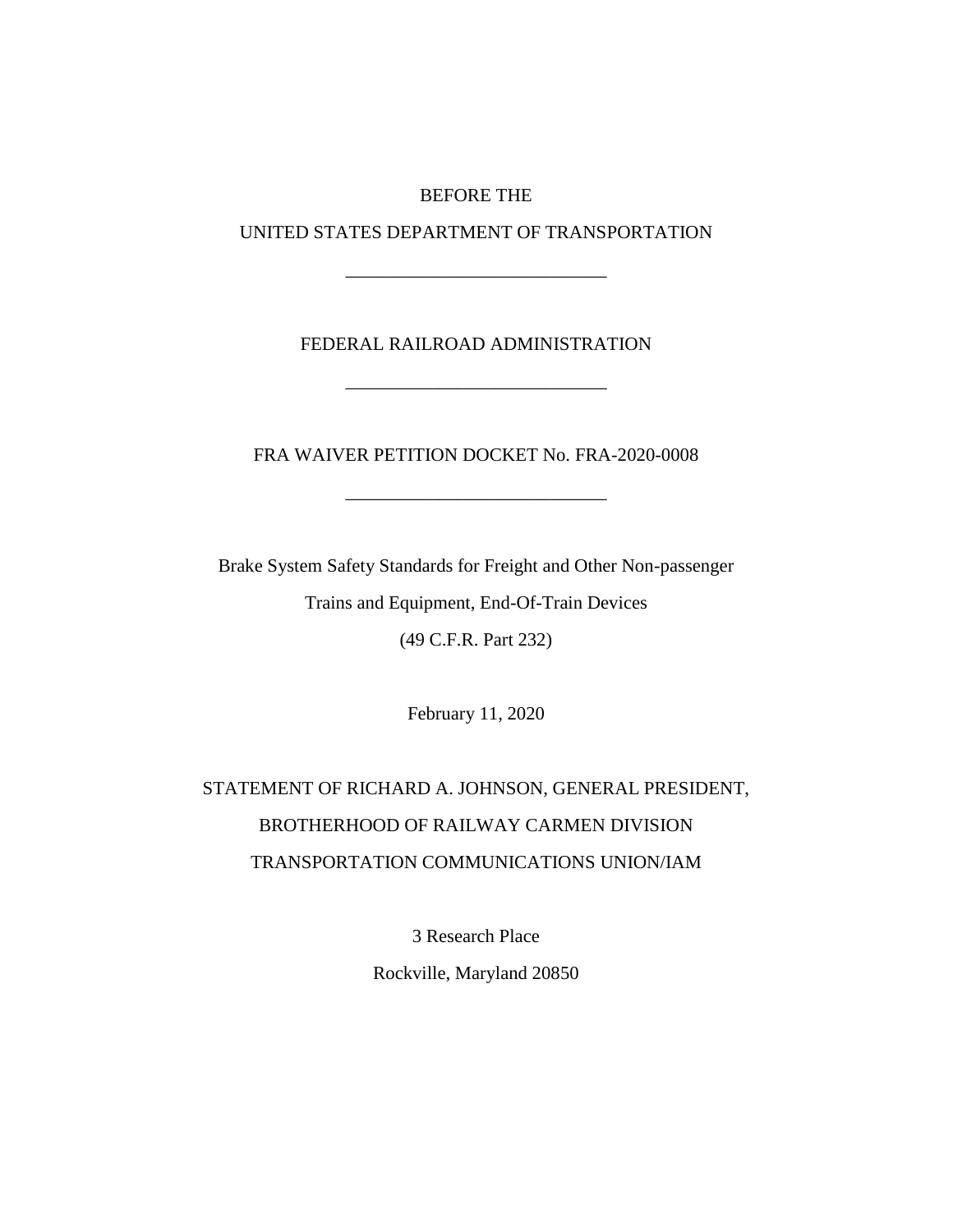BEFORE THE

UNITED STATES DEPARTMENT OF TRANSPORTATION

---

FEDERAL RAILROAD ADMINISTRATION

---

FRA WAIVER PETITION DOCKET No. FRA-2020-0008

---

Brake System Safety Standards for Freight and Other Non-passenger Trains and Equipment, End-Of-Train Devices

(49 C.F.R. Part 232)

February 11, 2020

STATEMENT OF RICHARD A. JOHNSON, GENERAL PRESIDENT,

BROTHERHOOD OF RAILWAY CARMEN DIVISION

TRANSPORTATION COMMUNICATIONS UNION/IAM

3 Research Place

Rockville, Maryland 20850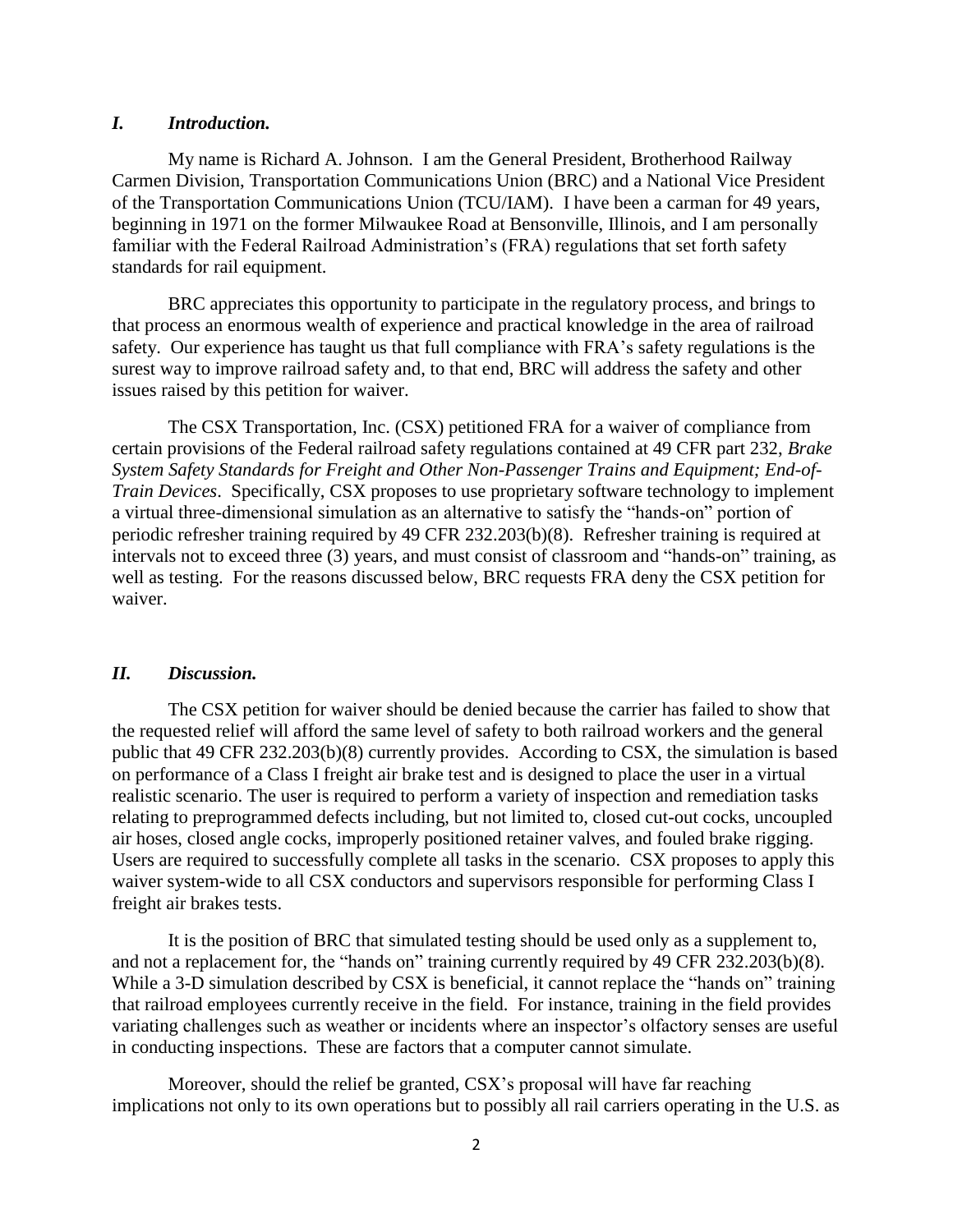## *I. Introduction.*

My name is Richard A. Johnson. I am the General President, Brotherhood Railway Carmen Division, Transportation Communications Union (BRC) and a National Vice President of the Transportation Communications Union (TCU/IAM). I have been a carman for 49 years, beginning in 1971 on the former Milwaukee Road at Bensonville, Illinois, and I am personally familiar with the Federal Railroad Administration's (FRA) regulations that set forth safety standards for rail equipment.

BRC appreciates this opportunity to participate in the regulatory process, and brings to that process an enormous wealth of experience and practical knowledge in the area of railroad safety. Our experience has taught us that full compliance with FRA's safety regulations is the surest way to improve railroad safety and, to that end, BRC will address the safety and other issues raised by this petition for waiver.

The CSX Transportation, Inc. (CSX) petitioned FRA for a waiver of compliance from certain provisions of the Federal railroad safety regulations contained at 49 CFR part 232, *Brake System Safety Standards for Freight and Other Non-Passenger Trains and Equipment; End-of-Train Devices*. Specifically, CSX proposes to use proprietary software technology to implement a virtual three-dimensional simulation as an alternative to satisfy the "hands-on" portion of periodic refresher training required by 49 CFR 232.203(b)(8). Refresher training is required at intervals not to exceed three (3) years, and must consist of classroom and "hands-on" training, as well as testing. For the reasons discussed below, BRC requests FRA deny the CSX petition for waiver.

## *II. Discussion.*

The CSX petition for waiver should be denied because the carrier has failed to show that the requested relief will afford the same level of safety to both railroad workers and the general public that 49 CFR 232.203(b)(8) currently provides. According to CSX, the simulation is based on performance of a Class I freight air brake test and is designed to place the user in a virtual realistic scenario. The user is required to perform a variety of inspection and remediation tasks relating to preprogrammed defects including, but not limited to, closed cut-out cocks, uncoupled air hoses, closed angle cocks, improperly positioned retainer valves, and fouled brake rigging. Users are required to successfully complete all tasks in the scenario. CSX proposes to apply this waiver system-wide to all CSX conductors and supervisors responsible for performing Class I freight air brakes tests.

It is the position of BRC that simulated testing should be used only as a supplement to, and not a replacement for, the "hands on" training currently required by 49 CFR 232.203(b)(8). While a 3-D simulation described by CSX is beneficial, it cannot replace the "hands on" training that railroad employees currently receive in the field. For instance, training in the field provides variating challenges such as weather or incidents where an inspector's olfactory senses are useful in conducting inspections. These are factors that a computer cannot simulate.

Moreover, should the relief be granted, CSX's proposal will have far reaching implications not only to its own operations but to possibly all rail carriers operating in the U.S. as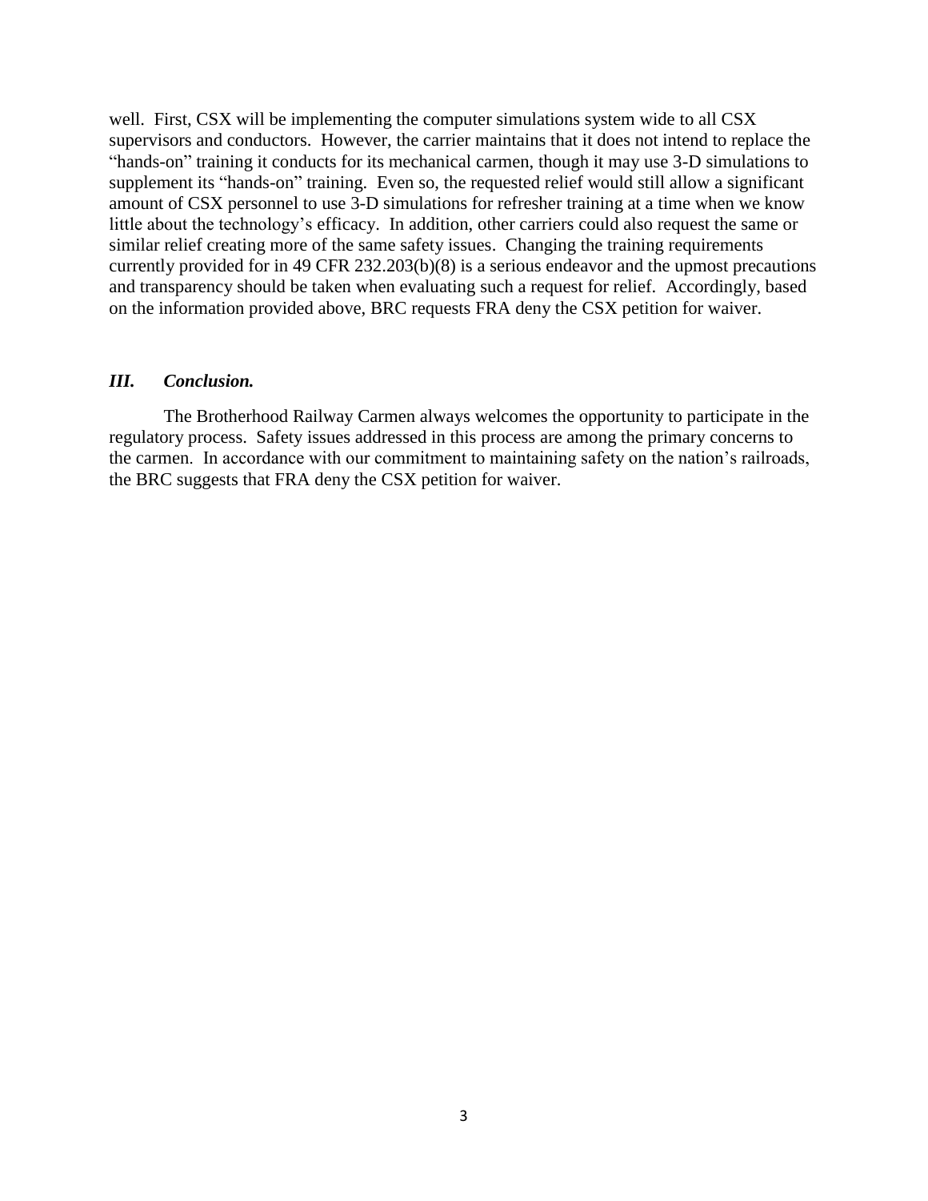well. First, CSX will be implementing the computer simulations system wide to all CSX supervisors and conductors. However, the carrier maintains that it does not intend to replace the "hands-on" training it conducts for its mechanical carmen, though it may use 3-D simulations to supplement its "hands-on" training. Even so, the requested relief would still allow a significant amount of CSX personnel to use 3-D simulations for refresher training at a time when we know little about the technology's efficacy. In addition, other carriers could also request the same or similar relief creating more of the same safety issues. Changing the training requirements currently provided for in 49 CFR 232.203(b)(8) is a serious endeavor and the upmost precautions and transparency should be taken when evaluating such a request for relief. Accordingly, based on the information provided above, BRC requests FRA deny the CSX petition for waiver.

## *III. Conclusion.*

The Brotherhood Railway Carmen always welcomes the opportunity to participate in the regulatory process. Safety issues addressed in this process are among the primary concerns to the carmen. In accordance with our commitment to maintaining safety on the nation's railroads, the BRC suggests that FRA deny the CSX petition for waiver.